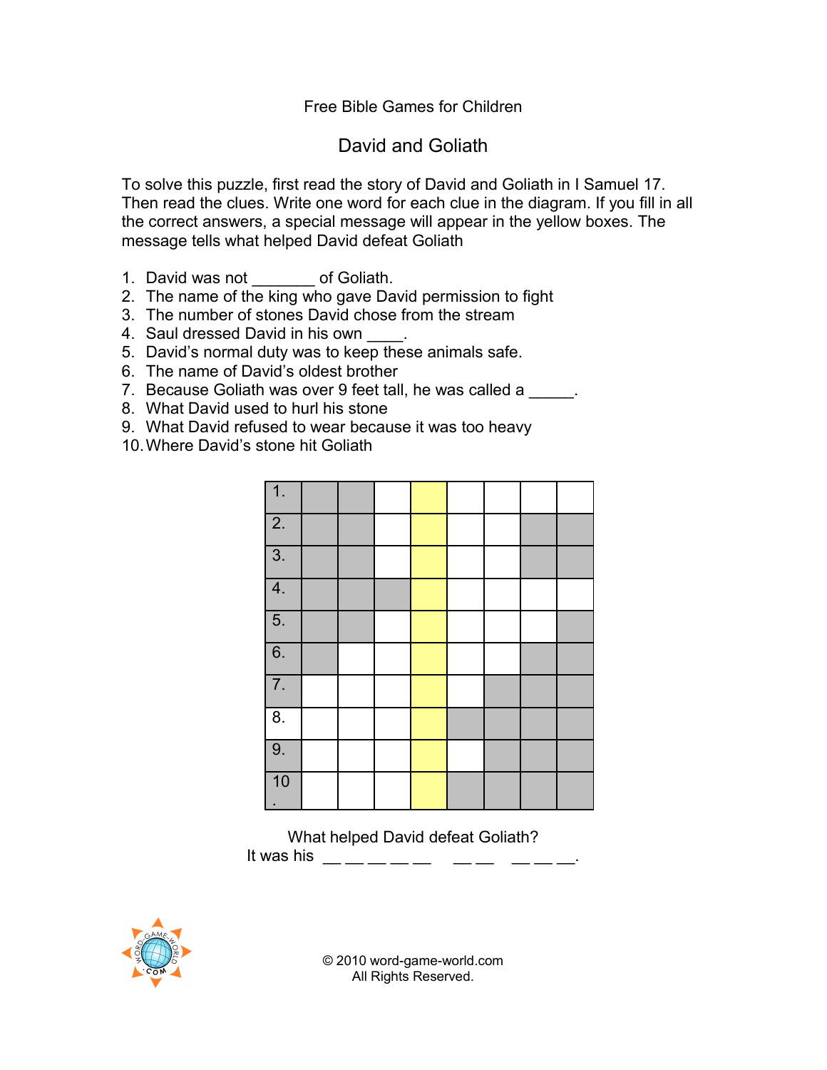Free Bible Games for Children

# David and Goliath

To solve this puzzle, first read the story of David and Goliath in I Samuel 17. Then read the clues. Write one word for each clue in the diagram. If you fill in all the correct answers, a special message will appear in the yellow boxes. The message tells what helped David defeat Goliath

1. David was not _______ of Goliath.
2. The name of the king who gave David permission to fight
3. The number of stones David chose from the stream
4. Saul dressed David in his own ____.
5. David's normal duty was to keep these animals safe.
6. The name of David's oldest brother
7. Because Goliath was over 9 feet tall, he was called a _____.
8. What David used to hurl his stone
9. What David refused to wear because it was too heavy
10. Where David's stone hit Goliath

| | | | | | | | | |
|---|---|---|---|---|---|---|---|---|
| 1. | ■ | ■ | ☐ | ☐ (yellow) | ☐ | ☐ | ☐ | ☐ |
| 2. | ■ | ■ | ☐ | ☐ (yellow) | ☐ | ☐ | ■ | ■ |
| 3. | ■ | ■ | ☐ | ☐ (yellow) | ☐ | ☐ | ■ | ■ |
| 4. | ■ | ■ | ■ | ☐ (yellow) | ☐ | ☐ | ☐ | ☐ |
| 5. | ■ | ■ | ☐ | ☐ (yellow) | ☐ | ☐ | ☐ | ■ |
| 6. | ■ | ☐ | ☐ | ☐ (yellow) | ☐ | ☐ | ■ | ■ |
| 7. | ☐ | ☐ | ☐ | ☐ (yellow) | ☐ | ■ | ■ | ■ |
| 8. | ☐ | ☐ | ☐ | ☐ (yellow) | ■ | ■ | ■ | ■ |
| 9. | ☐ | ☐ | ☐ | ☐ (yellow) | ☐ | ■ | ■ | ■ |
| 10. | ☐ | ☐ | ☐ | ☐ (yellow) | ■ | ■ | ■ | ■ |

What helped David defeat Goliath?

It was his __ __ __ __ __ __   __ __   __ __ __.

© 2010 word-game-world.com
All Rights Reserved.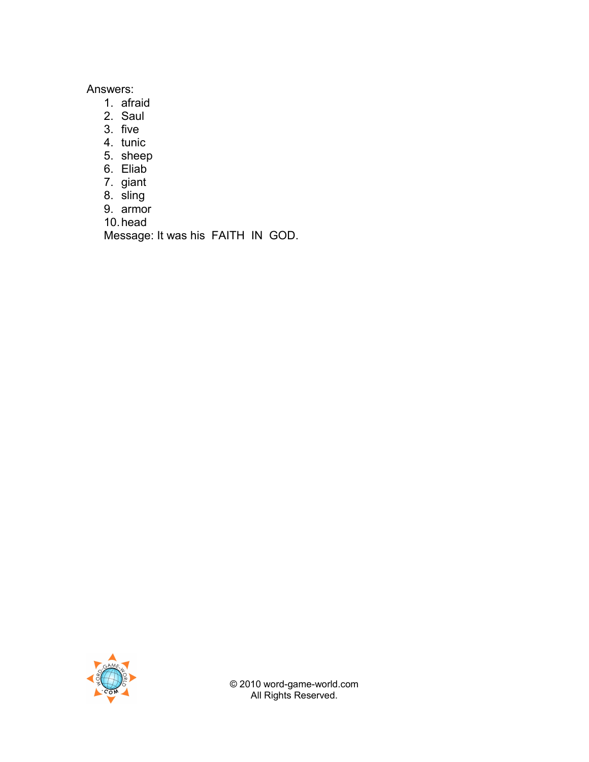Answers:

1. afraid
2. Saul
3. five
4. tunic
5. sheep
6. Eliab
7. giant
8. sling
9. armor
10. head

Message: It was his FAITH IN GOD.

© 2010 word-game-world.com
All Rights Reserved.